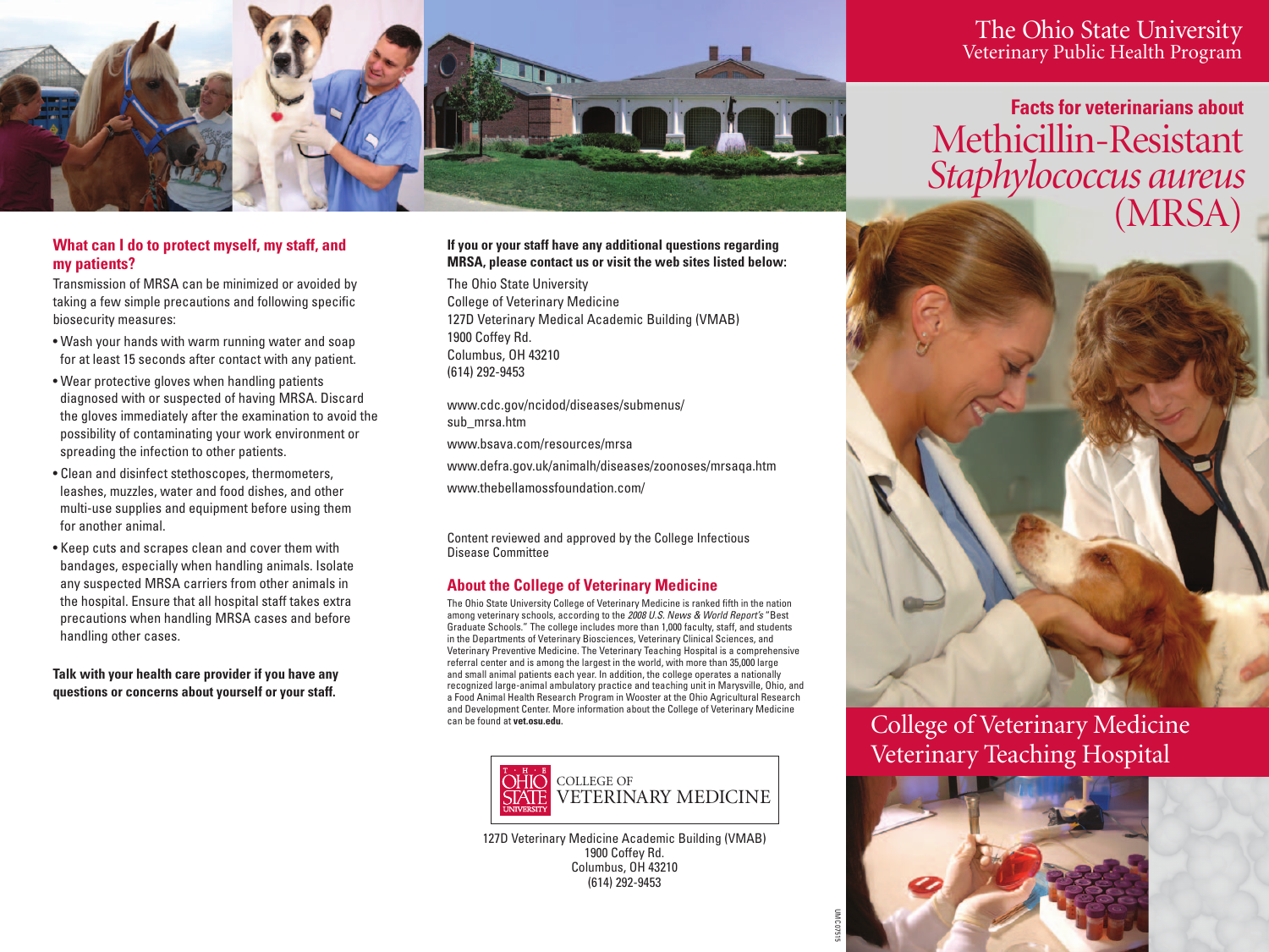# The Ohio State University
Veterinary Public Health Program

## Facts for veterinarians about Methicillin-Resistant *Staphylococcus aureus* (MRSA)

College of Veterinary Medicine
Veterinary Teaching Hospital

### What can I do to protect myself, my staff, and my patients?

Transmission of MRSA can be minimized or avoided by taking a few simple precautions and following specific biosecurity measures:

- Wash your hands with warm running water and soap for at least 15 seconds after contact with any patient.
- Wear protective gloves when handling patients diagnosed with or suspected of having MRSA. Discard the gloves immediately after the examination to avoid the possibility of contaminating your work environment or spreading the infection to other patients.
- Clean and disinfect stethoscopes, thermometers, leashes, muzzles, water and food dishes, and other multi-use supplies and equipment before using them for another animal.
- Keep cuts and scrapes clean and cover them with bandages, especially when handling animals. Isolate any suspected MRSA carriers from other animals in the hospital. Ensure that all hospital staff takes extra precautions when handling MRSA cases and before handling other cases.

**Talk with your health care provider if you have any questions or concerns about yourself or your staff.**

**If you or your staff have any additional questions regarding MRSA, please contact us or visit the web sites listed below:**

The Ohio State University
College of Veterinary Medicine
127D Veterinary Medical Academic Building (VMAB)
1900 Coffey Rd.
Columbus, OH 43210
(614) 292-9453

www.cdc.gov/ncidod/diseases/submenus/sub_mrsa.htm

www.bsava.com/resources/mrsa

www.defra.gov.uk/animalh/diseases/zoonoses/mrsaqa.htm

www.thebellamossfoundation.com/

Content reviewed and approved by the College Infectious Disease Committee

### About the College of Veterinary Medicine

The Ohio State University College of Veterinary Medicine is ranked fifth in the nation among veterinary schools, according to the *2008 U.S. News & World Report's* "Best Graduate Schools." The college includes more than 1,000 faculty, staff, and students in the Departments of Veterinary Biosciences, Veterinary Clinical Sciences, and Veterinary Preventive Medicine. The Veterinary Teaching Hospital is a comprehensive referral center and is among the largest in the world, with more than 35,000 large and small animal patients each year. In addition, the college operates a nationally recognized large-animal ambulatory practice and teaching unit in Marysville, Ohio, and a Food Animal Health Research Program in Wooster at the Ohio Agricultural Research and Development Center. More information about the College of Veterinary Medicine can be found at **vet.osu.edu.**

The Ohio State University College of Veterinary Medicine

127D Veterinary Medicine Academic Building (VMAB)
1900 Coffey Rd.
Columbus, OH 43210
(614) 292-9453

UMC07515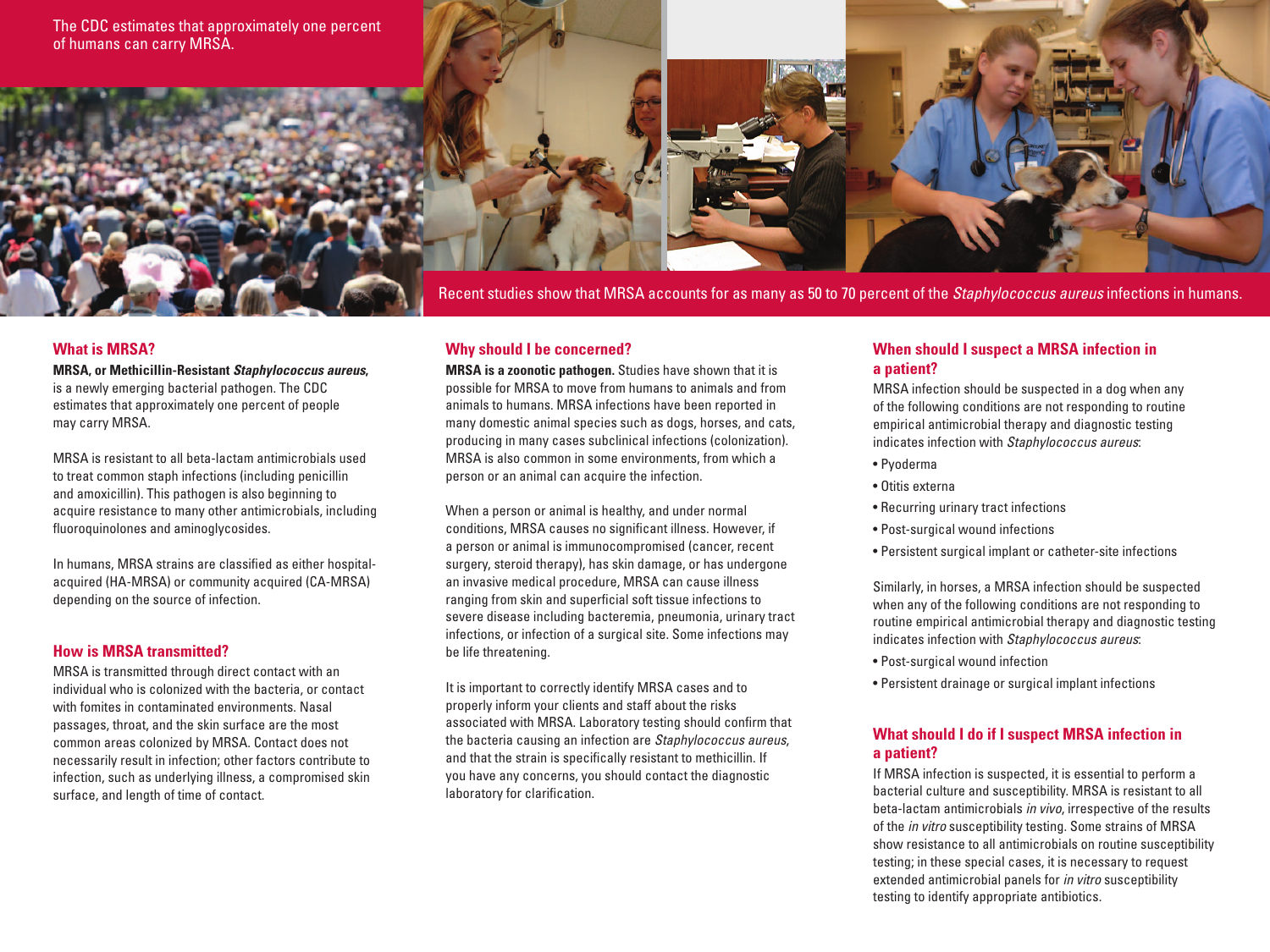The CDC estimates that approximately one percent of humans can carry MRSA.

Recent studies show that MRSA accounts for as many as 50 to 70 percent of the *Staphylococcus aureus* infections in humans.

## What is MRSA?

**MRSA, or Methicillin-Resistant *Staphylococcus aureus*,** is a newly emerging bacterial pathogen. The CDC estimates that approximately one percent of people may carry MRSA.

MRSA is resistant to all beta-lactam antimicrobials used to treat common staph infections (including penicillin and amoxicillin). This pathogen is also beginning to acquire resistance to many other antimicrobials, including fluoroquinolones and aminoglycosides.

In humans, MRSA strains are classified as either hospital-acquired (HA-MRSA) or community acquired (CA-MRSA) depending on the source of infection.

## How is MRSA transmitted?

MRSA is transmitted through direct contact with an individual who is colonized with the bacteria, or contact with fomites in contaminated environments. Nasal passages, throat, and the skin surface are the most common areas colonized by MRSA. Contact does not necessarily result in infection; other factors contribute to infection, such as underlying illness, a compromised skin surface, and length of time of contact.

## Why should I be concerned?

**MRSA is a zoonotic pathogen.** Studies have shown that it is possible for MRSA to move from humans to animals and from animals to humans. MRSA infections have been reported in many domestic animal species such as dogs, horses, and cats, producing in many cases subclinical infections (colonization). MRSA is also common in some environments, from which a person or an animal can acquire the infection.

When a person or animal is healthy, and under normal conditions, MRSA causes no significant illness. However, if a person or animal is immunocompromised (cancer, recent surgery, steroid therapy), has skin damage, or has undergone an invasive medical procedure, MRSA can cause illness ranging from skin and superficial soft tissue infections to severe disease including bacteremia, pneumonia, urinary tract infections, or infection of a surgical site. Some infections may be life threatening.

It is important to correctly identify MRSA cases and to properly inform your clients and staff about the risks associated with MRSA. Laboratory testing should confirm that the bacteria causing an infection are *Staphylococcus aureus*, and that the strain is specifically resistant to methicillin. If you have any concerns, you should contact the diagnostic laboratory for clarification.

## When should I suspect a MRSA infection in a patient?

MRSA infection should be suspected in a dog when any of the following conditions are not responding to routine empirical antimicrobial therapy and diagnostic testing indicates infection with *Staphylococcus aureus*:

- Pyoderma
- Otitis externa
- Recurring urinary tract infections
- Post-surgical wound infections
- Persistent surgical implant or catheter-site infections

Similarly, in horses, a MRSA infection should be suspected when any of the following conditions are not responding to routine empirical antimicrobial therapy and diagnostic testing indicates infection with *Staphylococcus aureus*:

- Post-surgical wound infection
- Persistent drainage or surgical implant infections

## What should I do if I suspect MRSA infection in a patient?

If MRSA infection is suspected, it is essential to perform a bacterial culture and susceptibility. MRSA is resistant to all beta-lactam antimicrobials *in vivo*, irrespective of the results of the *in vitro* susceptibility testing. Some strains of MRSA show resistance to all antimicrobials on routine susceptibility testing; in these special cases, it is necessary to request extended antimicrobial panels for *in vitro* susceptibility testing to identify appropriate antibiotics.